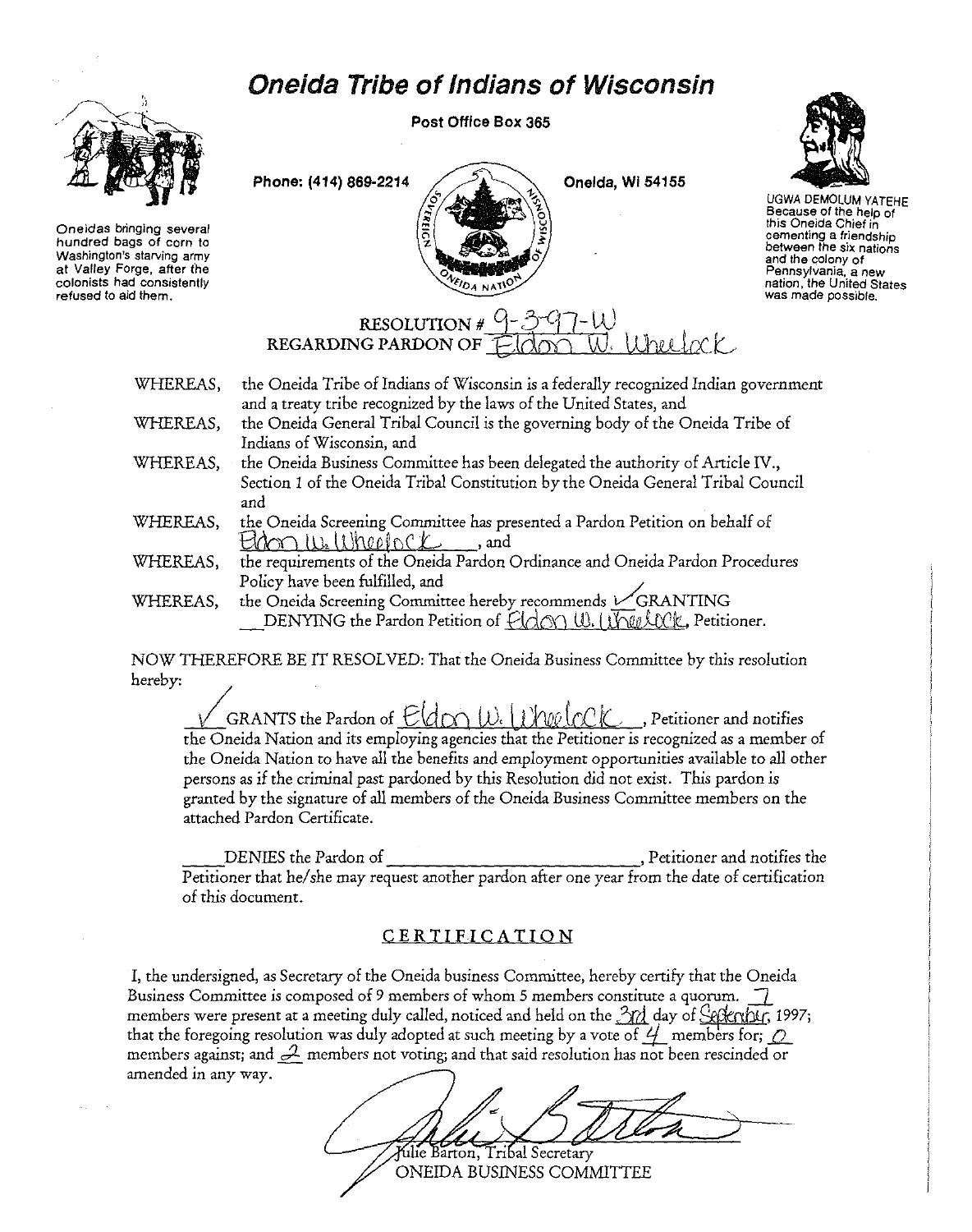# Oneida Tribe of Indians of Wisconsin

Post Office Box 365

Phone: (414) 869-2214 Oneida, Wi 54155

Oneidas bringing several hundred bags of corn to Washington's starving army at Valley Forge, after the colonists had consistently refused to aid them.

UGWA DEMOLUM YATEHE Because of the help of this Oneida Chief in cementing a friendship between the six nations and the colony of Pennsylvania, a new nation, the United States was made possible.

SOVEREIGN ONEIDA NATION OF WISCONSIN

## RESOLUTION # 9-3-97-W
## REGARDING PARDON OF Eldon W. Wheelock

WHEREAS, the Oneida Tribe of Indians of Wisconsin is a federally recognized Indian government and a treaty tribe recognized by the laws of the United States, and

WHEREAS, the Oneida General Tribal Council is the governing body of the Oneida Tribe of Indians of Wisconsin, and

WHEREAS, the Oneida Business Committee has been delegated the authority of Article IV., Section 1 of the Oneida Tribal Constitution by the Oneida General Tribal Council and

WHEREAS, the Oneida Screening Committee has presented a Pardon Petition on behalf of Eldon W. Wheelock, and

WHEREAS, the requirements of the Oneida Pardon Ordinance and Oneida Pardon Procedures Policy have been fulfilled, and

WHEREAS, the Oneida Screening Committee hereby recommends ✓ GRANTING \_\_ DENYING the Pardon Petition of Eldon W. Wheelock, Petitioner.

NOW THEREFORE BE IT RESOLVED: That the Oneida Business Committee by this resolution hereby:

✓ GRANTS the Pardon of Eldon W. Wheelock, Petitioner and notifies the Oneida Nation and its employing agencies that the Petitioner is recognized as a member of the Oneida Nation to have all the benefits and employment opportunities available to all other persons as if the criminal past pardoned by this Resolution did not exist. This pardon is granted by the signature of all members of the Oneida Business Committee members on the attached Pardon Certificate.

\_\_\_\_ DENIES the Pardon of \_\_\_\_\_\_\_\_\_\_\_\_\_\_\_\_\_\_\_\_, Petitioner and notifies the Petitioner that he/she may request another pardon after one year from the date of certification of this document.

## CERTIFICATION

I, the undersigned, as Secretary of the Oneida business Committee, hereby certify that the Oneida Business Committee is composed of 9 members of whom 5 members constitute a quorum. 7 members were present at a meeting duly called, noticed and held on the 3rd day of September, 1997; that the foregoing resolution was duly adopted at such meeting by a vote of 4 members for; 0 members against; and 2 members not voting; and that said resolution has not been rescinded or amended in any way.

Julie Barton, Tribal Secretary
ONEIDA BUSINESS COMMITTEE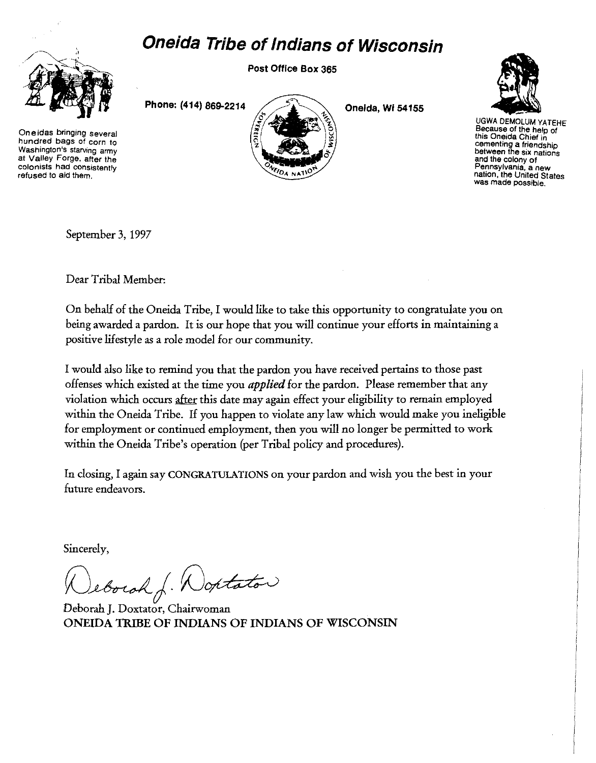# Oneida Tribe of Indians of Wisconsin

Oneidas bringing several hundred bags of corn to Washington's starving army at Valley Forge, after the colonists had consistently refused to aid them.

Post Office Box 365

Phone: (414) 869-2214

Oneida, Wi 54155

SOVEREIGN ONEIDA NATION OF WISCONSIN

UGWA DEMOLUM YATEHE
Because of the help of this Oneida Chief in cementing a friendship between the six nations and the colony of Pennsylvania, a new nation, the United States was made possible.

September 3, 1997

Dear Tribal Member:

On behalf of the Oneida Tribe, I would like to take this opportunity to congratulate you on being awarded a pardon. It is our hope that you will continue your efforts in maintaining a positive lifestyle as a role model for our community.

I would also like to remind you that the pardon you have received pertains to those past offenses which existed at the time you *applied* for the pardon. Please remember that any violation which occurs after this date may again effect your eligibility to remain employed within the Oneida Tribe. If you happen to violate any law which would make you ineligible for employment or continued employment, then you will no longer be permitted to work within the Oneida Tribe's operation (per Tribal policy and procedures).

In closing, I again say CONGRATULATIONS on your pardon and wish you the best in your future endeavors.

Sincerely,

Deborah J. Doxtator

Deborah J. Doxtator, Chairwoman
ONEIDA TRIBE OF INDIANS OF INDIANS OF WISCONSIN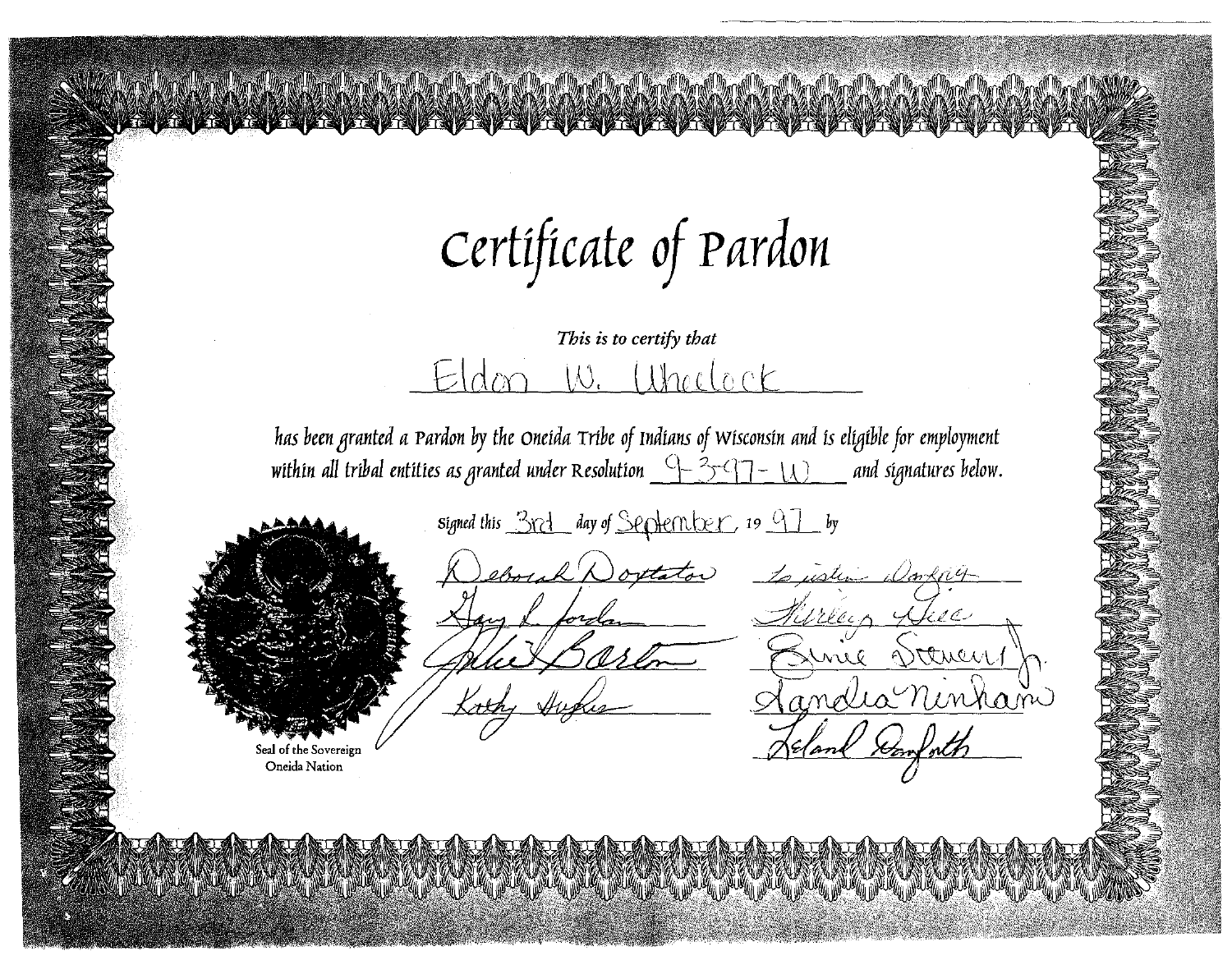# Certificate of Pardon

*This is to certify that*

Eldon W. Wheelock

*has been granted a Pardon by the Oneida Tribe of Indians of Wisconsin and is eligible for employment within all tribal entities as granted under Resolution* 9-3-97-W *and signatures below.*

*Signed this* 3rd *day of* September*, 19* 97 *by*

Deborah Doxtator

Gary L. Jordan

Julie Barton

Kathy Hughes

Kristine Danforth

Shirley Hill

Ernie Stevens Jr.

Sandra Ninham

Leland Danforth

Seal of the Sovereign Oneida Nation